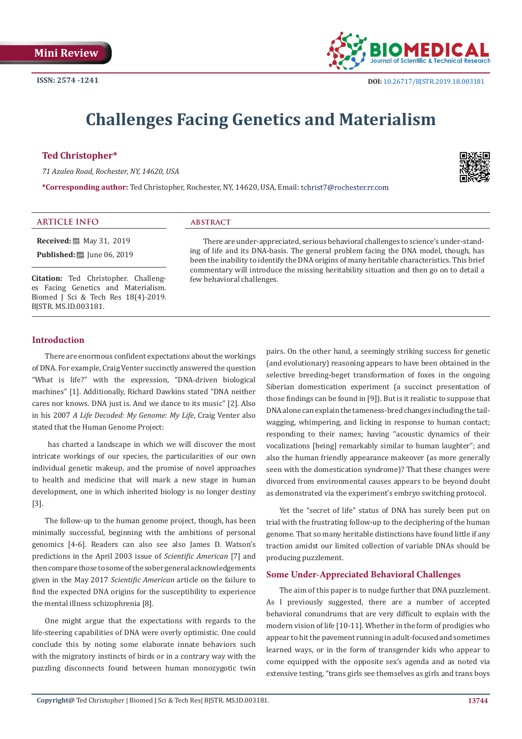Mini Review

ISSN: 2574 -1241

DOI: 10.26717/BJSTR.2019.18.003181

# Challenges Facing Genetics and Materialism

**Ted Christopher***

*71 Azalea Road, Rochester, NY, 14620, USA*

***Corresponding author:** Ted Christopher, Rochester, NY, 14620, USA, Email: tchrist7@rochester.rr.com

## ARTICLE INFO

**Received:** May 31, 2019

**Published:** June 06, 2019

**Citation:** Ted Christopher. Challenges Facing Genetics and Materialism. Biomed J Sci & Tech Res 18(4)-2019. BJSTR. MS.ID.003181.

## ABSTRACT

There are under-appreciated, serious behavioral challenges to science's understanding of life and its DNA-basis. The general problem facing the DNA model, though, has been the inability to identify the DNA origins of many heritable characteristics. This brief commentary will introduce the missing heritability situation and then go on to detail a few behavioral challenges.

## Introduction

There are enormous confident expectations about the workings of DNA. For example, Craig Venter succinctly answered the question "What is life?" with the expression, "DNA-driven biological machines" [1]. Additionally, Richard Dawkins stated "DNA neither cares nor knows. DNA just is. And we dance to its music" [2]. Also in his 2007 *A Life Decoded: My Genome: My Life*, Craig Venter also stated that the Human Genome Project:

> has charted a landscape in which we will discover the most intricate workings of our species, the particularities of our own individual genetic makeup, and the promise of novel approaches to health and medicine that will mark a new stage in human development, one in which inherited biology is no longer destiny [3].

The follow-up to the human genome project, though, has been minimally successful, beginning with the ambitions of personal genomics [4-6]. Readers can also see also James D. Watson's predictions in the April 2003 issue of *Scientific American* [7] and then compare those to some of the sober general acknowledgements given in the May 2017 *Scientific American* article on the failure to find the expected DNA origins for the susceptibility to experience the mental illness schizophrenia [8].

One might argue that the expectations with regards to the life-steering capabilities of DNA were overly optimistic. One could conclude this by noting some elaborate innate behaviors such with the migratory instincts of birds or in a contrary way with the puzzling disconnects found between human monozygotic twin pairs. On the other hand, a seemingly striking success for genetic (and evolutionary) reasoning appears to have been obtained in the selective breeding-beget transformation of foxes in the ongoing Siberian domestication experiment (a succinct presentation of those findings can be found in [9]). But is it realistic to suppose that DNA alone can explain the tameness-bred changes including the tail-wagging, whimpering, and licking in response to human contact; responding to their names; having "acoustic dynamics of their vocalizations [being] remarkably similar to human laughter"; and also the human friendly appearance makeover (as more generally seen with the domestication syndrome)? That these changes were divorced from environmental causes appears to be beyond doubt as demonstrated via the experiment's embryo switching protocol.

Yet the "secret of life" status of DNA has surely been put on trial with the frustrating follow-up to the deciphering of the human genome. That so many heritable distinctions have found little if any traction amidst our limited collection of variable DNAs should be producing puzzlement.

## Some Under-Appreciated Behavioral Challenges

The aim of this paper is to nudge further that DNA puzzlement. As I previously suggested, there are a number of accepted behavioral conundrums that are very difficult to explain with the modern vision of life [10-11]. Whether in the form of prodigies who appear to hit the pavement running in adult-focused and sometimes learned ways, or in the form of transgender kids who appear to come equipped with the opposite sex's agenda and as noted via extensive testing, "trans girls see themselves as girls and trans boys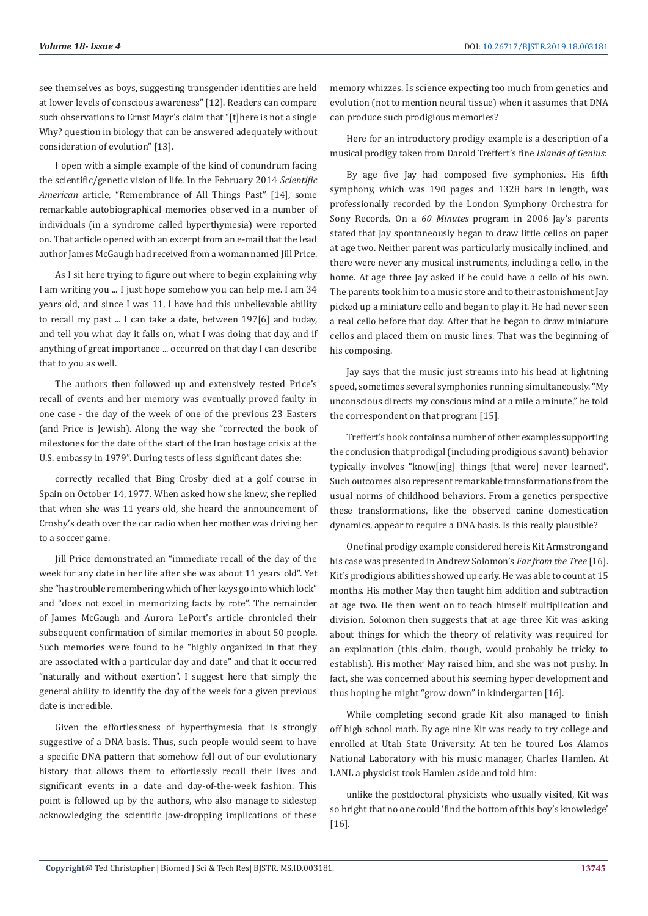see themselves as boys, suggesting transgender identities are held at lower levels of conscious awareness" [12]. Readers can compare such observations to Ernst Mayr's claim that "[t]here is not a single Why? question in biology that can be answered adequately without consideration of evolution" [13].

I open with a simple example of the kind of conundrum facing the scientific/genetic vision of life. In the February 2014 *Scientific American* article, "Remembrance of All Things Past" [14], some remarkable autobiographical memories observed in a number of individuals (in a syndrome called hyperthymesia) were reported on. That article opened with an excerpt from an e-mail that the lead author James McGaugh had received from a woman named Jill Price.

As I sit here trying to figure out where to begin explaining why I am writing you ... I just hope somehow you can help me. I am 34 years old, and since I was 11, I have had this unbelievable ability to recall my past ... I can take a date, between 197[6] and today, and tell you what day it falls on, what I was doing that day, and if anything of great importance ... occurred on that day I can describe that to you as well.

The authors then followed up and extensively tested Price's recall of events and her memory was eventually proved faulty in one case - the day of the week for one of the previous 23 Easters (and Price is Jewish). Along the way she "corrected the book of milestones for the date of the start of the Iran hostage crisis at the U.S. embassy in 1979". During tests of less significant dates she:

correctly recalled that Bing Crosby died at a golf course in Spain on October 14, 1977. When asked how she knew, she replied that when she was 11 years old, she heard the announcement of Crosby's death over the car radio when her mother was driving her to a soccer game.

Jill Price demonstrated an "immediate recall of the day of the week for any date in her life after she was about 11 years old". Yet she "has trouble remembering which of her keys go into which lock" and "does not excel in memorizing facts by rote". The remainder of James McGaugh and Aurora LePort's article chronicled their subsequent confirmation of similar memories in about 50 people. Such memories were found to be "highly organized in that they are associated with a particular day and date" and that it occurred "naturally and without exertion". I suggest here that simply the general ability to identify the day of the week for a given previous date is incredible.

Given the effortlessness of hyperthymesia that is strongly suggestive of a DNA basis. Thus, such people would seem to have a specific DNA pattern that somehow fell out of our evolutionary history that allows them to effortlessly recall their lives and significant events in a date and day-of-the-week fashion. This point is followed up by the authors, who also manage to sidestep acknowledging the scientific jaw-dropping implications of these memory whizzes. Is science expecting too much from genetics and evolution (not to mention neural tissue) when it assumes that DNA can produce such prodigious memories?

Here for an introductory prodigy example is a description of a musical prodigy taken from Darold Treffert's fine *Islands of Genius*:

By age five Jay had composed five symphonies. His fifth symphony, which was 190 pages and 1328 bars in length, was professionally recorded by the London Symphony Orchestra for Sony Records. On a *60 Minutes* program in 2006 Jay's parents stated that Jay spontaneously began to draw little cellos on paper at age two. Neither parent was particularly musically inclined, and there were never any musical instruments, including a cello, in the home. At age three Jay asked if he could have a cello of his own. The parents took him to a music store and to their astonishment Jay picked up a miniature cello and began to play it. He had never seen a real cello before that day. After that he began to draw miniature cellos and placed them on music lines. That was the beginning of his composing.

Jay says that the music just streams into his head at lightning speed, sometimes several symphonies running simultaneously. "My unconscious directs my conscious mind at a mile a minute," he told the correspondent on that program [15].

Treffert's book contains a number of other examples supporting the conclusion that prodigal (including prodigious savant) behavior typically involves "know[ing] things [that were] never learned". Such outcomes also represent remarkable transformations from the usual norms of childhood behaviors. From a genetics perspective these transformations, like the observed canine domestication dynamics, appear to require a DNA basis. Is this really plausible?

One final prodigy example considered here is Kit Armstrong and his case was presented in Andrew Solomon's *Far from the Tree* [16]. Kit's prodigious abilities showed up early. He was able to count at 15 months. His mother May then taught him addition and subtraction at age two. He then went on to teach himself multiplication and division. Solomon then suggests that at age three Kit was asking about things for which the theory of relativity was required for an explanation (this claim, though, would probably be tricky to establish). His mother May raised him, and she was not pushy. In fact, she was concerned about his seeming hyper development and thus hoping he might "grow down" in kindergarten [16].

While completing second grade Kit also managed to finish off high school math. By age nine Kit was ready to try college and enrolled at Utah State University. At ten he toured Los Alamos National Laboratory with his music manager, Charles Hamlen. At LANL a physicist took Hamlen aside and told him:

unlike the postdoctoral physicists who usually visited, Kit was so bright that no one could 'find the bottom of this boy's knowledge' [16].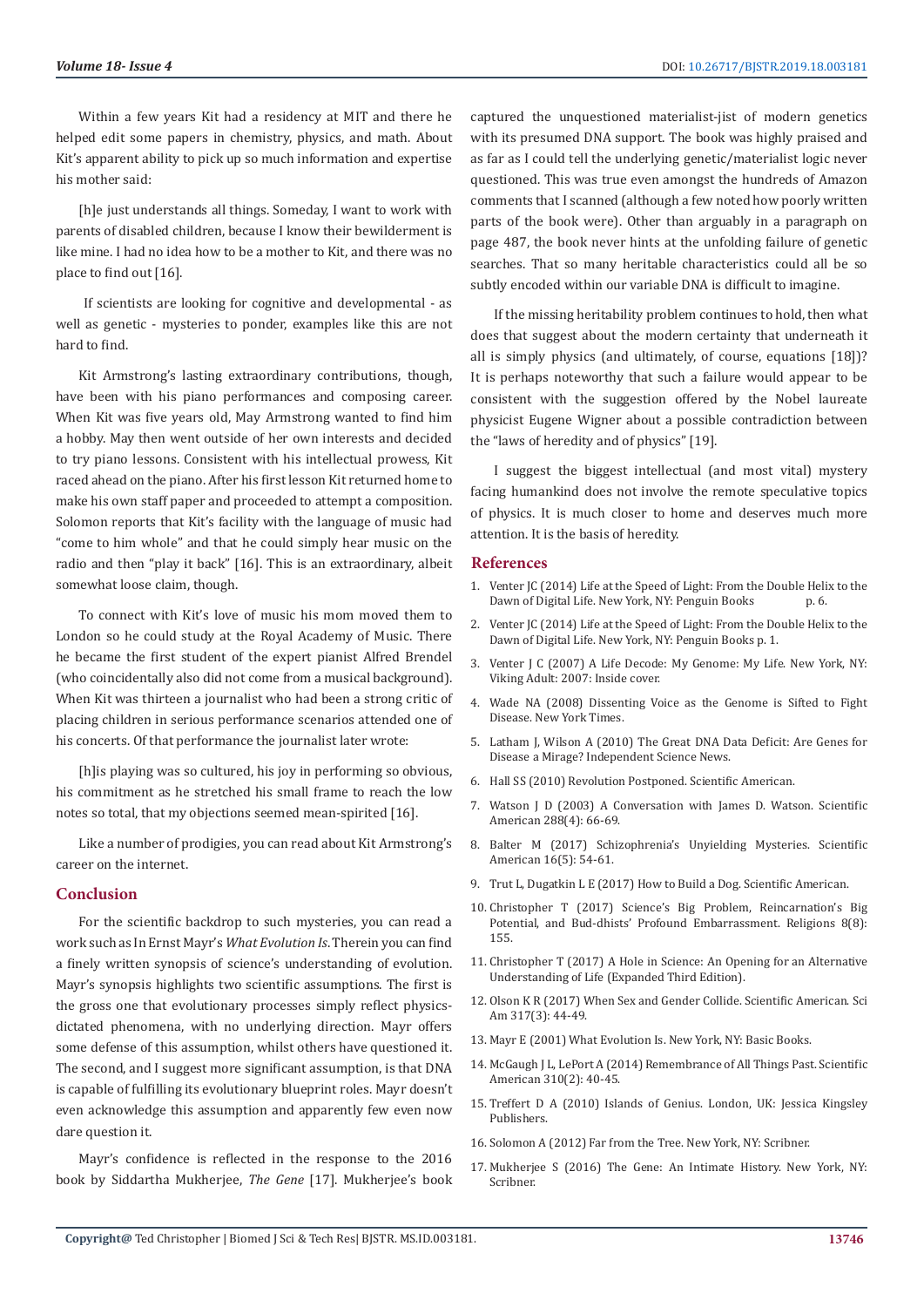Within a few years Kit had a residency at MIT and there he helped edit some papers in chemistry, physics, and math. About Kit's apparent ability to pick up so much information and expertise his mother said:

[h]e just understands all things. Someday, I want to work with parents of disabled children, because I know their bewilderment is like mine. I had no idea how to be a mother to Kit, and there was no place to find out [16].

If scientists are looking for cognitive and developmental - as well as genetic - mysteries to ponder, examples like this are not hard to find.

Kit Armstrong's lasting extraordinary contributions, though, have been with his piano performances and composing career. When Kit was five years old, May Armstrong wanted to find him a hobby. May then went outside of her own interests and decided to try piano lessons. Consistent with his intellectual prowess, Kit raced ahead on the piano. After his first lesson Kit returned home to make his own staff paper and proceeded to attempt a composition. Solomon reports that Kit's facility with the language of music had "come to him whole" and that he could simply hear music on the radio and then "play it back" [16]. This is an extraordinary, albeit somewhat loose claim, though.

To connect with Kit's love of music his mom moved them to London so he could study at the Royal Academy of Music. There he became the first student of the expert pianist Alfred Brendel (who coincidentally also did not come from a musical background). When Kit was thirteen a journalist who had been a strong critic of placing children in serious performance scenarios attended one of his concerts. Of that performance the journalist later wrote:

[h]is playing was so cultured, his joy in performing so obvious, his commitment as he stretched his small frame to reach the low notes so total, that my objections seemed mean-spirited [16].

Like a number of prodigies, you can read about Kit Armstrong's career on the internet.

## Conclusion

For the scientific backdrop to such mysteries, you can read a work such as In Ernst Mayr's *What Evolution Is*. Therein you can find a finely written synopsis of science's understanding of evolution. Mayr's synopsis highlights two scientific assumptions. The first is the gross one that evolutionary processes simply reflect physics-dictated phenomena, with no underlying direction. Mayr offers some defense of this assumption, whilst others have questioned it. The second, and I suggest more significant assumption, is that DNA is capable of fulfilling its evolutionary blueprint roles. Mayr doesn't even acknowledge this assumption and apparently few even now dare question it.

Mayr's confidence is reflected in the response to the 2016 book by Siddartha Mukherjee, *The Gene* [17]. Mukherjee's book captured the unquestioned materialist-jist of modern genetics with its presumed DNA support. The book was highly praised and as far as I could tell the underlying genetic/materialist logic never questioned. This was true even amongst the hundreds of Amazon comments that I scanned (although a few noted how poorly written parts of the book were). Other than arguably in a paragraph on page 487, the book never hints at the unfolding failure of genetic searches. That so many heritable characteristics could all be so subtly encoded within our variable DNA is difficult to imagine.

If the missing heritability problem continues to hold, then what does that suggest about the modern certainty that underneath it all is simply physics (and ultimately, of course, equations [18])? It is perhaps noteworthy that such a failure would appear to be consistent with the suggestion offered by the Nobel laureate physicist Eugene Wigner about a possible contradiction between the "laws of heredity and of physics" [19].

I suggest the biggest intellectual (and most vital) mystery facing humankind does not involve the remote speculative topics of physics. It is much closer to home and deserves much more attention. It is the basis of heredity.

## References

1. Venter JC (2014) Life at the Speed of Light: From the Double Helix to the Dawn of Digital Life. New York, NY: Penguin Books p. 6.
2. Venter JC (2014) Life at the Speed of Light: From the Double Helix to the Dawn of Digital Life. New York, NY: Penguin Books p. 1.
3. Venter J C (2007) A Life Decode: My Genome: My Life. New York, NY: Viking Adult: 2007: Inside cover.
4. Wade NA (2008) Dissenting Voice as the Genome is Sifted to Fight Disease. New York Times.
5. Latham J, Wilson A (2010) The Great DNA Data Deficit: Are Genes for Disease a Mirage? Independent Science News.
6. Hall SS (2010) Revolution Postponed. Scientific American.
7. Watson J D (2003) A Conversation with James D. Watson. Scientific American 288(4): 66-69.
8. Balter M (2017) Schizophrenia's Unyielding Mysteries. Scientific American 16(5): 54-61.
9. Trut L, Dugatkin L E (2017) How to Build a Dog. Scientific American.
10. Christopher T (2017) Science's Big Problem, Reincarnation's Big Potential, and Bud-dhists' Profound Embarrassment. Religions 8(8): 155.
11. Christopher T (2017) A Hole in Science: An Opening for an Alternative Understanding of Life (Expanded Third Edition).
12. Olson K R (2017) When Sex and Gender Collide. Scientific American. Sci Am 317(3): 44-49.
13. Mayr E (2001) What Evolution Is. New York, NY: Basic Books.
14. McGaugh J L, LePort A (2014) Remembrance of All Things Past. Scientific American 310(2): 40-45.
15. Treffert D A (2010) Islands of Genius. London, UK: Jessica Kingsley Publishers.
16. Solomon A (2012) Far from the Tree. New York, NY: Scribner.
17. Mukherjee S (2016) The Gene: An Intimate History. New York, NY: Scribner.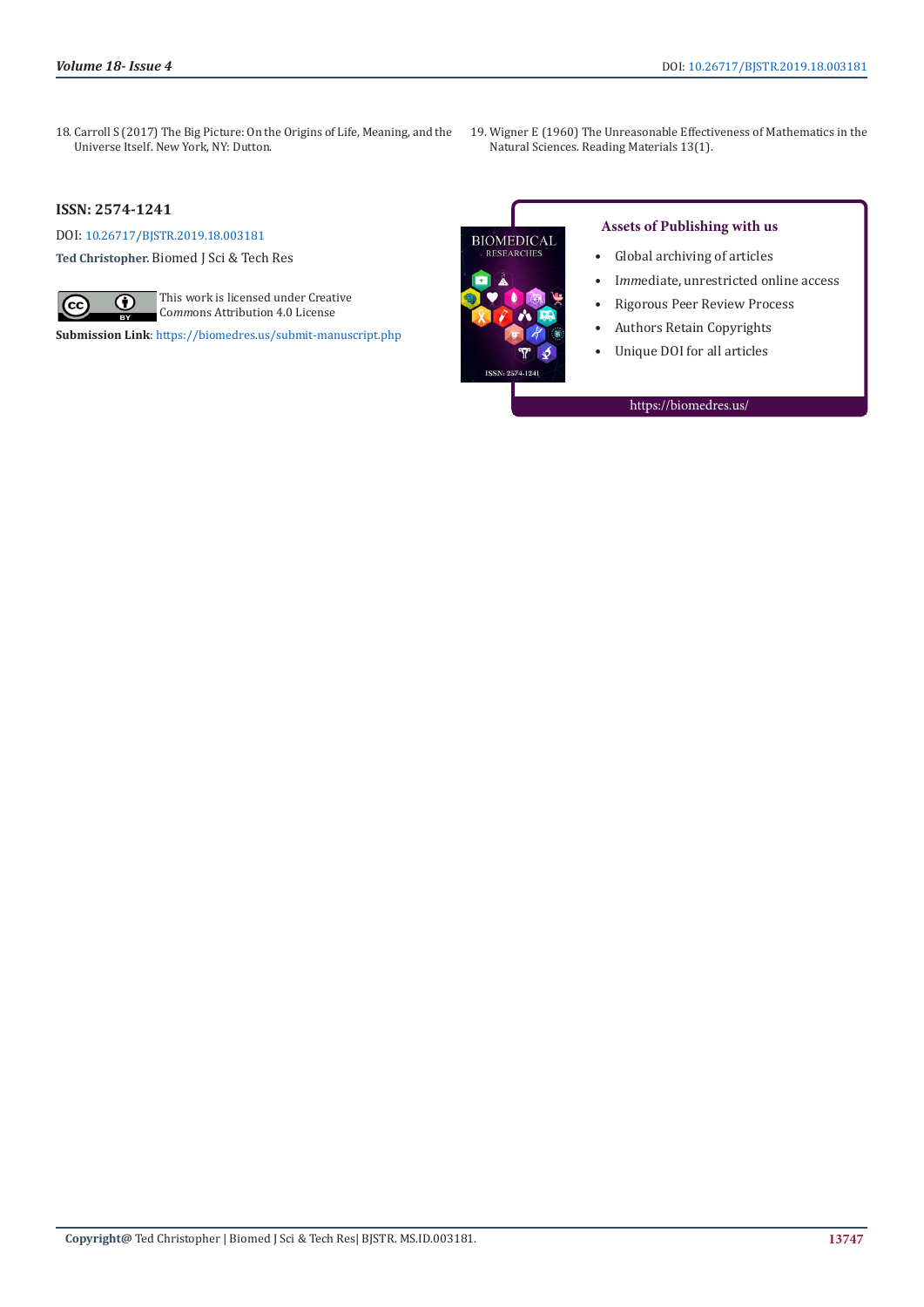18. Carroll S (2017) The Big Picture: On the Origins of Life, Meaning, and the Universe Itself. New York, NY: Dutton.
19. Wigner E (1960) The Unreasonable Effectiveness of Mathematics in the Natural Sciences. Reading Materials 13(1).

**ISSN: 2574-1241**

DOI: 10.26717/BJSTR.2019.18.003181

**Ted Christopher.** Biomed J Sci & Tech Res

This work is licensed under Creative Commons Attribution 4.0 License

**Submission Link**: https://biomedres.us/submit-manuscript.php

**Assets of Publishing with us**

- Global archiving of articles
- Immediate, unrestricted online access
- Rigorous Peer Review Process
- Authors Retain Copyrights
- Unique DOI for all articles

https://biomedres.us/